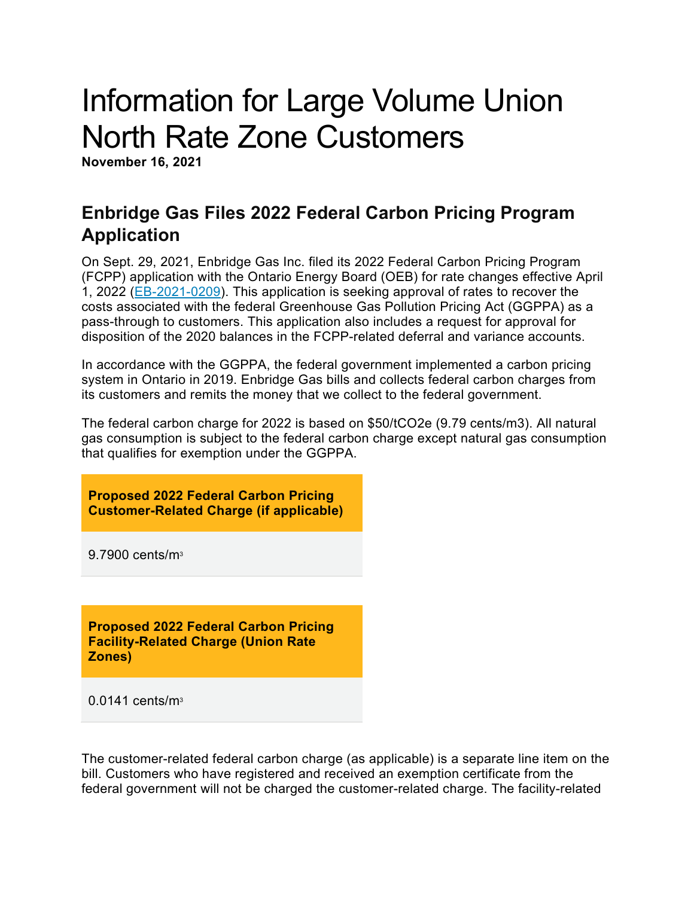# Information for Large Volume Union North Rate Zone Customers

**November 16, 2021**

## Enbridge Gas Files 2022 Federal Carbon Pricing Program Application

On Sept. 29, 2021, Enbridge Gas Inc. filed its 2022 Federal Carbon Pricing Program (FCPP) application with the Ontario Energy Board (OEB) for rate changes effective April 1, 2022 (EB-2021-0209). This application is seeking approval of rates to recover the costs associated with the federal Greenhouse Gas Pollution Pricing Act (GGPPA) as a pass-through to customers. This application also includes a request for approval for disposition of the 2020 balances in the FCPP-related deferral and variance accounts.

In accordance with the GGPPA, the federal government implemented a carbon pricing system in Ontario in 2019. Enbridge Gas bills and collects federal carbon charges from its customers and remits the money that we collect to the federal government.

The federal carbon charge for 2022 is based on \$50/tCO2e (9.79 cents/m3). All natural gas consumption is subject to the federal carbon charge except natural gas consumption that qualifies for exemption under the GGPPA.

| Proposed 2022 Federal Carbon Pricing Customer-Related Charge (if applicable) |
|---|
| 9.7900 cents/$m^3$ |

| Proposed 2022 Federal Carbon Pricing Facility-Related Charge (Union Rate Zones) |
|---|
| 0.0141 cents/$m^3$ |

The customer-related federal carbon charge (as applicable) is a separate line item on the bill. Customers who have registered and received an exemption certificate from the federal government will not be charged the customer-related charge. The facility-related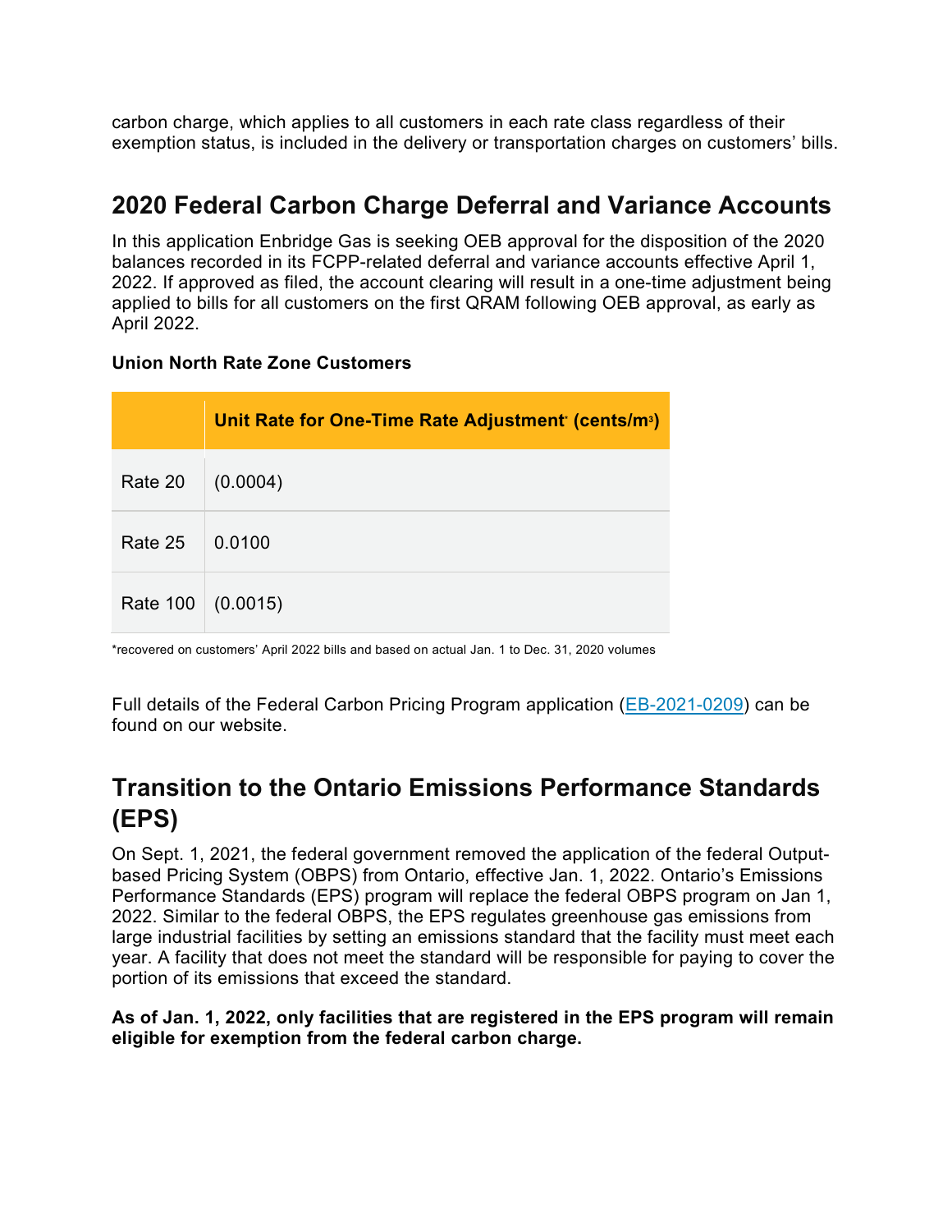carbon charge, which applies to all customers in each rate class regardless of their exemption status, is included in the delivery or transportation charges on customers' bills.

## 2020 Federal Carbon Charge Deferral and Variance Accounts

In this application Enbridge Gas is seeking OEB approval for the disposition of the 2020 balances recorded in its FCPP-related deferral and variance accounts effective April 1, 2022. If approved as filed, the account clearing will result in a one-time adjustment being applied to bills for all customers on the first QRAM following OEB approval, as early as April 2022.

**Union North Rate Zone Customers**

| | Unit Rate for One-Time Rate Adjustment* (cents/m$^3$) |
|---|---|
| Rate 20 | (0.0004) |
| Rate 25 | 0.0100 |
| Rate 100 | (0.0015) |

*recovered on customers' April 2022 bills and based on actual Jan. 1 to Dec. 31, 2020 volumes

Full details of the Federal Carbon Pricing Program application (EB-2021-0209) can be found on our website.

## Transition to the Ontario Emissions Performance Standards (EPS)

On Sept. 1, 2021, the federal government removed the application of the federal Output-based Pricing System (OBPS) from Ontario, effective Jan. 1, 2022. Ontario's Emissions Performance Standards (EPS) program will replace the federal OBPS program on Jan 1, 2022. Similar to the federal OBPS, the EPS regulates greenhouse gas emissions from large industrial facilities by setting an emissions standard that the facility must meet each year. A facility that does not meet the standard will be responsible for paying to cover the portion of its emissions that exceed the standard.

**As of Jan. 1, 2022, only facilities that are registered in the EPS program will remain eligible for exemption from the federal carbon charge.**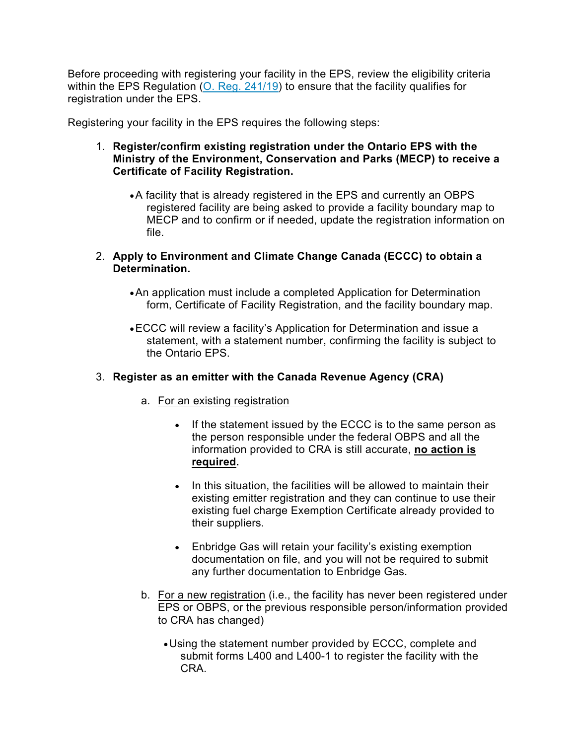Before proceeding with registering your facility in the EPS, review the eligibility criteria within the EPS Regulation ([O. Reg. 241/19]) to ensure that the facility qualifies for registration under the EPS.

Registering your facility in the EPS requires the following steps:

1. **Register/confirm existing registration under the Ontario EPS with the Ministry of the Environment, Conservation and Parks (MECP) to receive a Certificate of Facility Registration.**
   - A facility that is already registered in the EPS and currently an OBPS registered facility are being asked to provide a facility boundary map to MECP and to confirm or if needed, update the registration information on file.

2. **Apply to Environment and Climate Change Canada (ECCC) to obtain a Determination.**
   - An application must include a completed Application for Determination form, Certificate of Facility Registration, and the facility boundary map.
   - ECCC will review a facility's Application for Determination and issue a statement, with a statement number, confirming the facility is subject to the Ontario EPS.

3. **Register as an emitter with the Canada Revenue Agency (CRA)**
   a. <u>For an existing registration</u>
      - If the statement issued by the ECCC is to the same person as the person responsible under the federal OBPS and all the information provided to CRA is still accurate, **<u>no action is required</u>.**
      - In this situation, the facilities will be allowed to maintain their existing emitter registration and they can continue to use their existing fuel charge Exemption Certificate already provided to their suppliers.
      - Enbridge Gas will retain your facility's existing exemption documentation on file, and you will not be required to submit any further documentation to Enbridge Gas.

   b. <u>For a new registration</u> (i.e., the facility has never been registered under EPS or OBPS, or the previous responsible person/information provided to CRA has changed)
      - Using the statement number provided by ECCC, complete and submit forms L400 and L400-1 to register the facility with the CRA.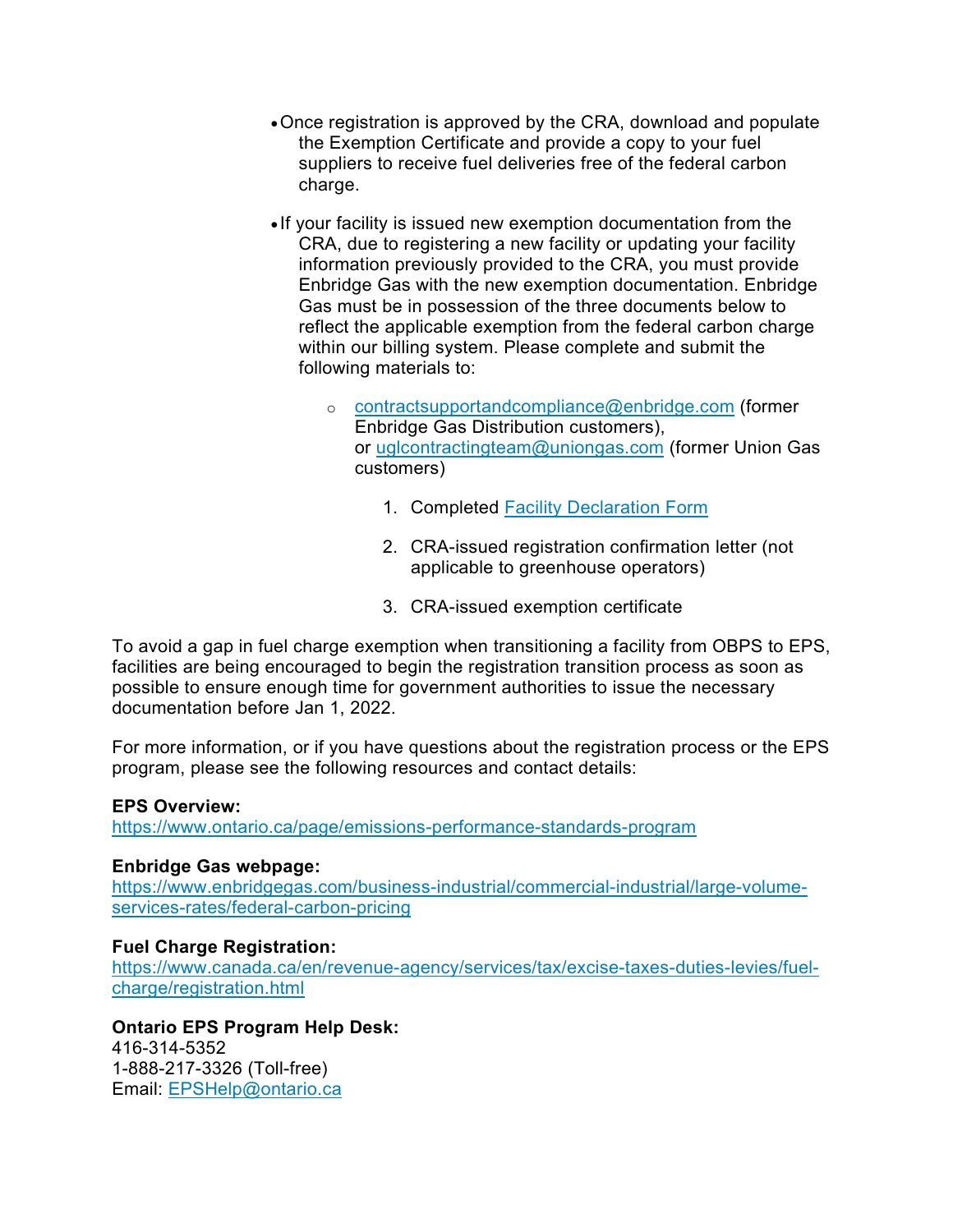- Once registration is approved by the CRA, download and populate the Exemption Certificate and provide a copy to your fuel suppliers to receive fuel deliveries free of the federal carbon charge.

- If your facility is issued new exemption documentation from the CRA, due to registering a new facility or updating your facility information previously provided to the CRA, you must provide Enbridge Gas with the new exemption documentation. Enbridge Gas must be in possession of the three documents below to reflect the applicable exemption from the federal carbon charge within our billing system. Please complete and submit the following materials to:

  - contractsupportandcompliance@enbridge.com (former Enbridge Gas Distribution customers), or uglcontractingteam@uniongas.com (former Union Gas customers)

    1. Completed Facility Declaration Form

    2. CRA-issued registration confirmation letter (not applicable to greenhouse operators)

    3. CRA-issued exemption certificate

To avoid a gap in fuel charge exemption when transitioning a facility from OBPS to EPS, facilities are being encouraged to begin the registration transition process as soon as possible to ensure enough time for government authorities to issue the necessary documentation before Jan 1, 2022.

For more information, or if you have questions about the registration process or the EPS program, please see the following resources and contact details:

**EPS Overview:**
https://www.ontario.ca/page/emissions-performance-standards-program

**Enbridge Gas webpage:**
https://www.enbridgegas.com/business-industrial/commercial-industrial/large-volume-services-rates/federal-carbon-pricing

**Fuel Charge Registration:**
https://www.canada.ca/en/revenue-agency/services/tax/excise-taxes-duties-levies/fuel-charge/registration.html

**Ontario EPS Program Help Desk:**
416-314-5352
1-888-217-3326 (Toll-free)
Email: EPSHelp@ontario.ca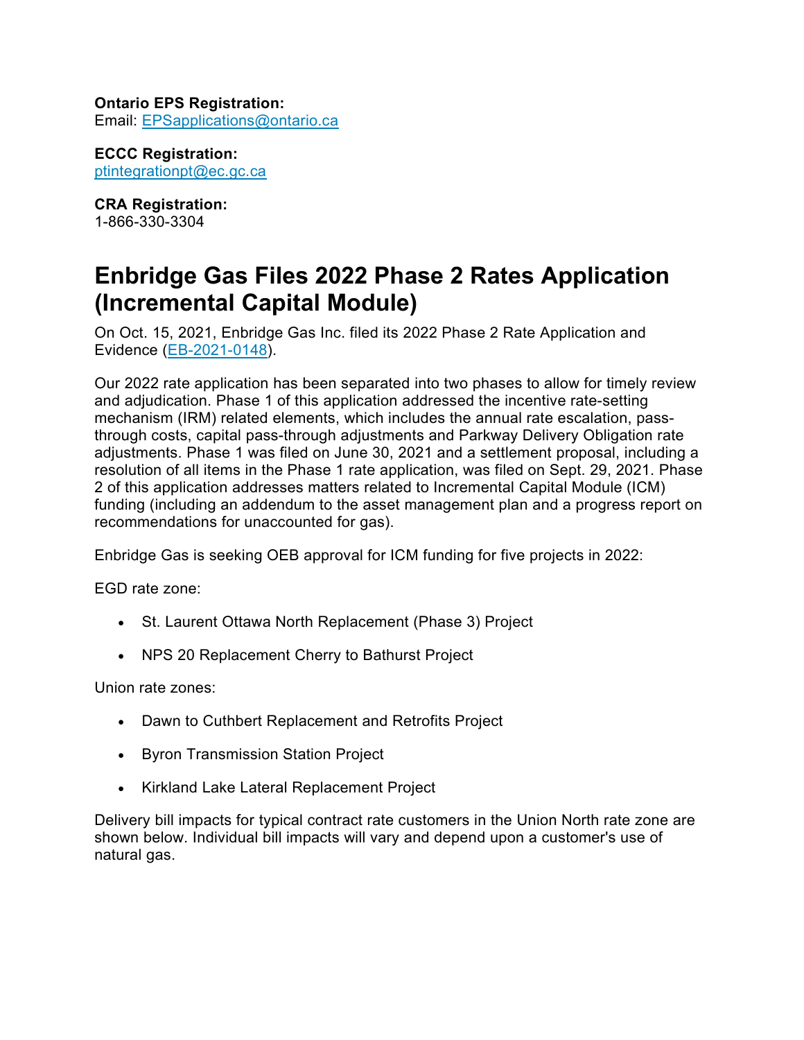**Ontario EPS Registration:**
Email: [EPSapplications@ontario.ca](mailto:EPSapplications@ontario.ca)

**ECCC Registration:**
[ptintegrationpt@ec.gc.ca](mailto:ptintegrationpt@ec.gc.ca)

**CRA Registration:**
1-866-330-3304

# Enbridge Gas Files 2022 Phase 2 Rates Application (Incremental Capital Module)

On Oct. 15, 2021, Enbridge Gas Inc. filed its 2022 Phase 2 Rate Application and Evidence ([EB-2021-0148](EB-2021-0148)).

Our 2022 rate application has been separated into two phases to allow for timely review and adjudication. Phase 1 of this application addressed the incentive rate-setting mechanism (IRM) related elements, which includes the annual rate escalation, pass-through costs, capital pass-through adjustments and Parkway Delivery Obligation rate adjustments. Phase 1 was filed on June 30, 2021 and a settlement proposal, including a resolution of all items in the Phase 1 rate application, was filed on Sept. 29, 2021. Phase 2 of this application addresses matters related to Incremental Capital Module (ICM) funding (including an addendum to the asset management plan and a progress report on recommendations for unaccounted for gas).

Enbridge Gas is seeking OEB approval for ICM funding for five projects in 2022:

EGD rate zone:

- St. Laurent Ottawa North Replacement (Phase 3) Project
- NPS 20 Replacement Cherry to Bathurst Project

Union rate zones:

- Dawn to Cuthbert Replacement and Retrofits Project
- Byron Transmission Station Project
- Kirkland Lake Lateral Replacement Project

Delivery bill impacts for typical contract rate customers in the Union North rate zone are shown below. Individual bill impacts will vary and depend upon a customer's use of natural gas.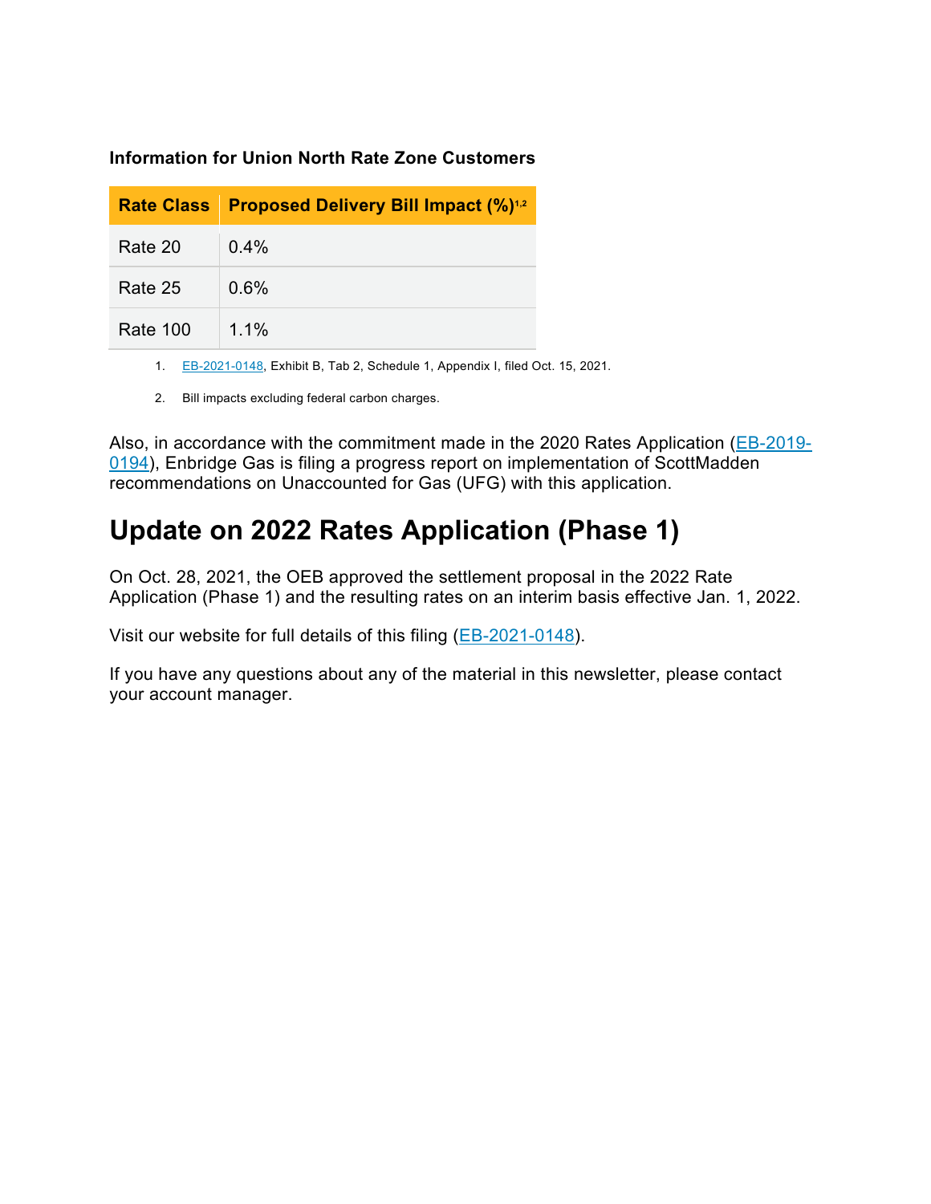**Information for Union North Rate Zone Customers**

| Rate Class | Proposed Delivery Bill Impact (%)[1,2] |
|---|---|
| Rate 20 | 0.4% |
| Rate 25 | 0.6% |
| Rate 100 | 1.1% |

1. EB-2021-0148, Exhibit B, Tab 2, Schedule 1, Appendix I, filed Oct. 15, 2021.
2. Bill impacts excluding federal carbon charges.

Also, in accordance with the commitment made in the 2020 Rates Application (EB-2019-0194), Enbridge Gas is filing a progress report on implementation of ScottMadden recommendations on Unaccounted for Gas (UFG) with this application.

# Update on 2022 Rates Application (Phase 1)

On Oct. 28, 2021, the OEB approved the settlement proposal in the 2022 Rate Application (Phase 1) and the resulting rates on an interim basis effective Jan. 1, 2022.

Visit our website for full details of this filing (EB-2021-0148).

If you have any questions about any of the material in this newsletter, please contact your account manager.